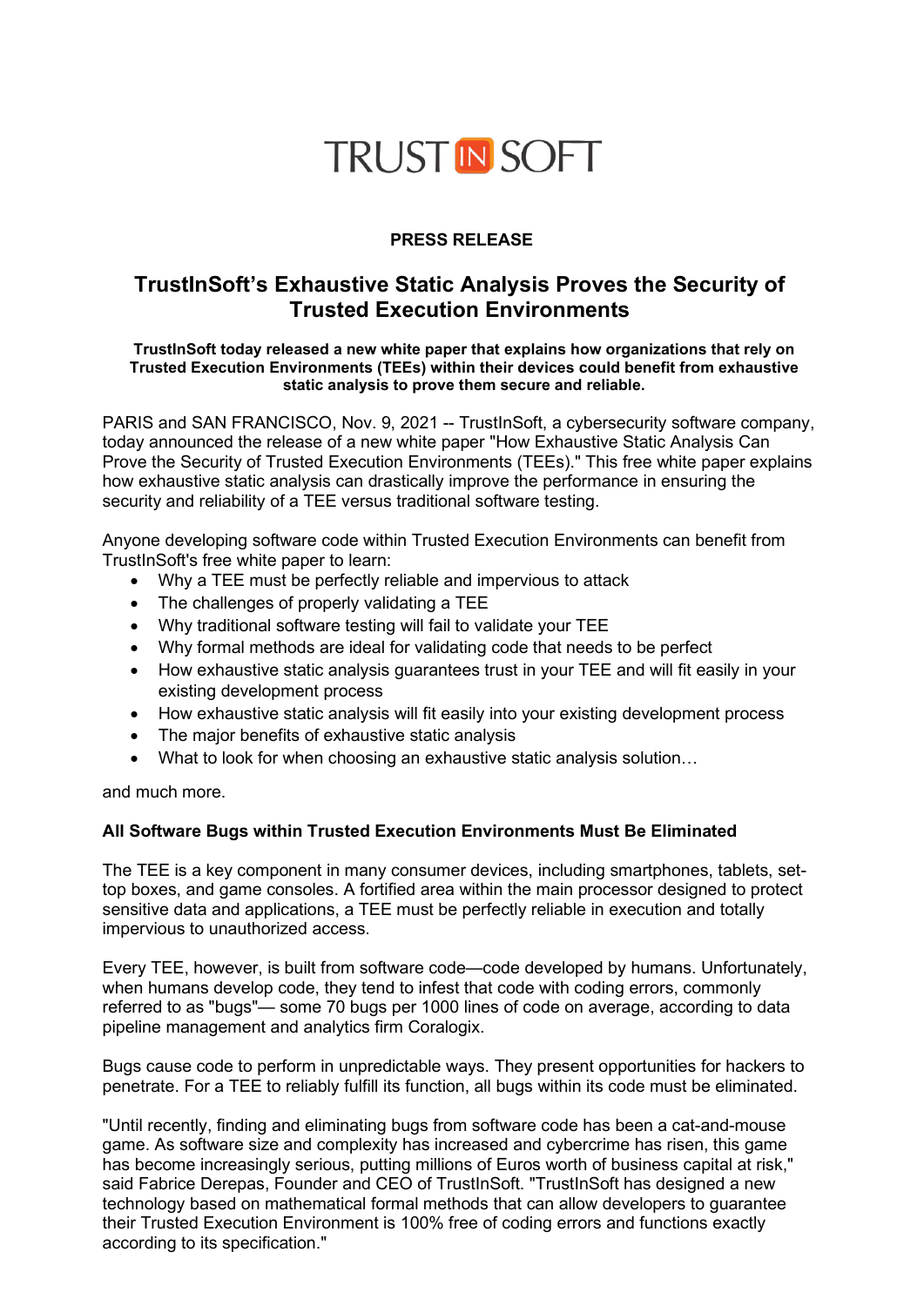TRUST IN SOFT

**PRESS RELEASE**

# TrustInSoft's Exhaustive Static Analysis Proves the Security of Trusted Execution Environments

**TrustInSoft today released a new white paper that explains how organizations that rely on Trusted Execution Environments (TEEs) within their devices could benefit from exhaustive static analysis to prove them secure and reliable.**

PARIS and SAN FRANCISCO, Nov. 9, 2021 -- TrustInSoft, a cybersecurity software company, today announced the release of a new white paper "How Exhaustive Static Analysis Can Prove the Security of Trusted Execution Environments (TEEs)." This free white paper explains how exhaustive static analysis can drastically improve the performance in ensuring the security and reliability of a TEE versus traditional software testing.

Anyone developing software code within Trusted Execution Environments can benefit from TrustInSoft's free white paper to learn:

- Why a TEE must be perfectly reliable and impervious to attack
- The challenges of properly validating a TEE
- Why traditional software testing will fail to validate your TEE
- Why formal methods are ideal for validating code that needs to be perfect
- How exhaustive static analysis guarantees trust in your TEE and will fit easily in your existing development process
- How exhaustive static analysis will fit easily into your existing development process
- The major benefits of exhaustive static analysis
- What to look for when choosing an exhaustive static analysis solution…

and much more.

**All Software Bugs within Trusted Execution Environments Must Be Eliminated**

The TEE is a key component in many consumer devices, including smartphones, tablets, set-top boxes, and game consoles. A fortified area within the main processor designed to protect sensitive data and applications, a TEE must be perfectly reliable in execution and totally impervious to unauthorized access.

Every TEE, however, is built from software code—code developed by humans. Unfortunately, when humans develop code, they tend to infest that code with coding errors, commonly referred to as "bugs"— some 70 bugs per 1000 lines of code on average, according to data pipeline management and analytics firm Coralogix.

Bugs cause code to perform in unpredictable ways. They present opportunities for hackers to penetrate. For a TEE to reliably fulfill its function, all bugs within its code must be eliminated.

"Until recently, finding and eliminating bugs from software code has been a cat-and-mouse game. As software size and complexity has increased and cybercrime has risen, this game has become increasingly serious, putting millions of Euros worth of business capital at risk," said Fabrice Derepas, Founder and CEO of TrustInSoft. "TrustInSoft has designed a new technology based on mathematical formal methods that can allow developers to guarantee their Trusted Execution Environment is 100% free of coding errors and functions exactly according to its specification."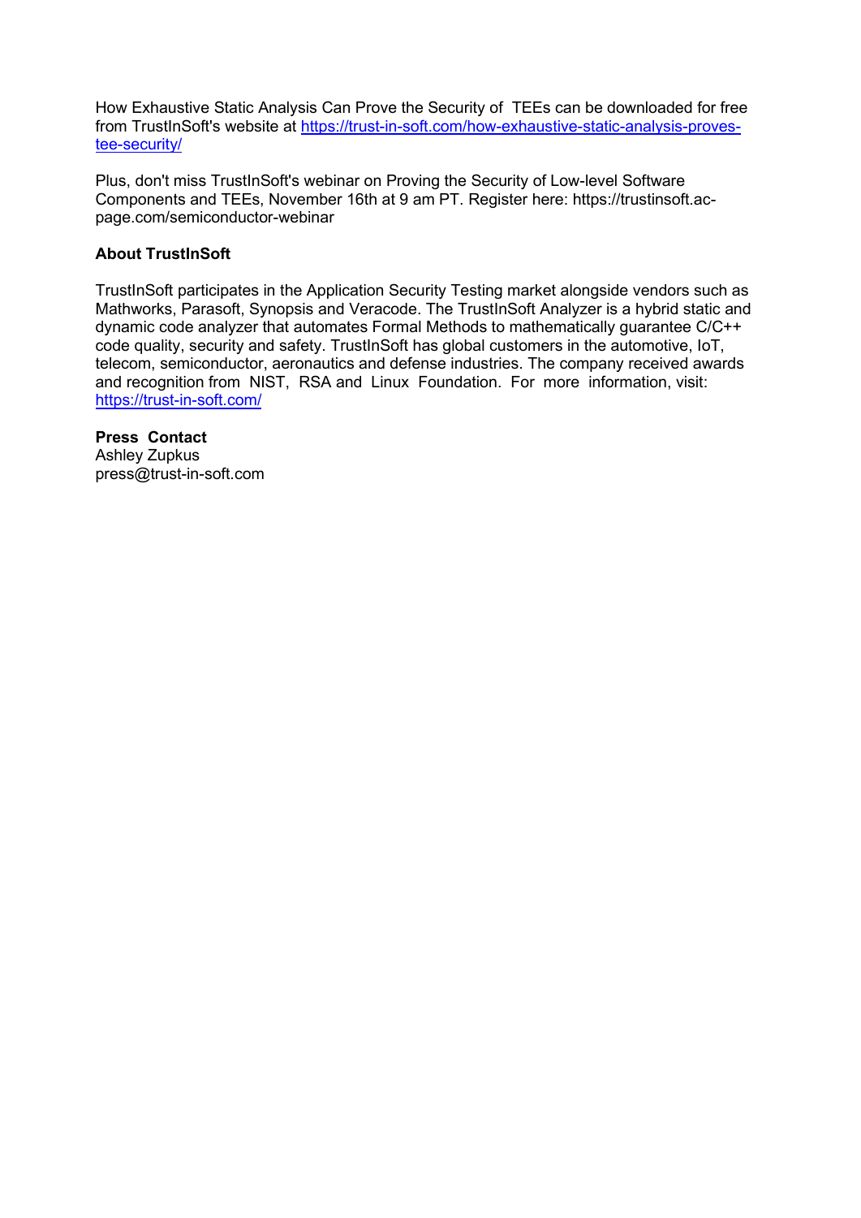How Exhaustive Static Analysis Can Prove the Security of TEEs can be downloaded for free from TrustInSoft's website at [https://trust-in-soft.com/how-exhaustive-static-analysis-proves-tee-security/](https://trust-in-soft.com/how-exhaustive-static-analysis-proves-tee-security/)

Plus, don't miss TrustInSoft's webinar on Proving the Security of Low-level Software Components and TEEs, November 16th at 9 am PT. Register here: https://trustinsoft.ac-page.com/semiconductor-webinar

**About TrustInSoft**

TrustInSoft participates in the Application Security Testing market alongside vendors such as Mathworks, Parasoft, Synopsis and Veracode. The TrustInSoft Analyzer is a hybrid static and dynamic code analyzer that automates Formal Methods to mathematically guarantee C/C++ code quality, security and safety. TrustInSoft has global customers in the automotive, IoT, telecom, semiconductor, aeronautics and defense industries. The company received awards and recognition from NIST, RSA and Linux Foundation. For more information, visit: [https://trust-in-soft.com/](https://trust-in-soft.com/)

**Press Contact**
Ashley Zupkus
press@trust-in-soft.com